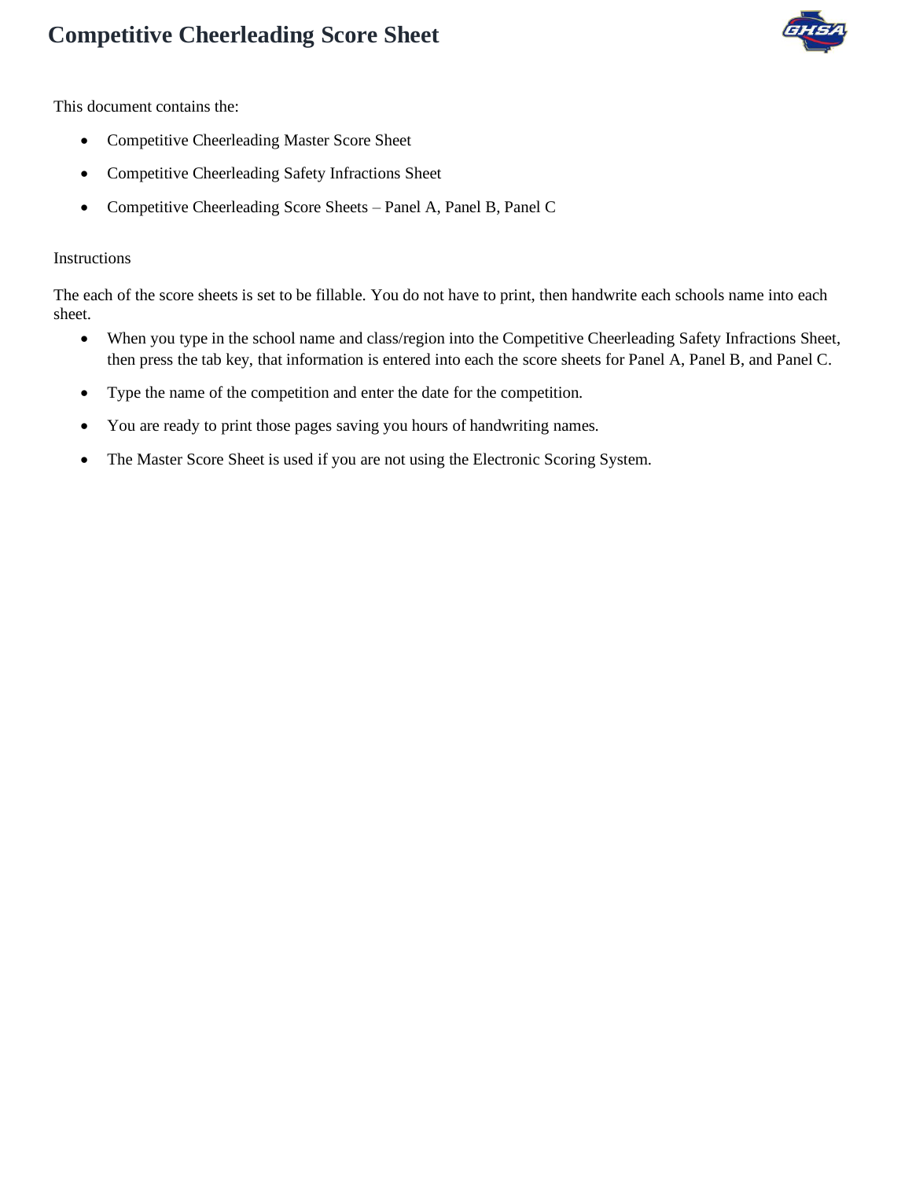# Competitive Cheerleading Score Sheet

This document contains the:

- Competitive Cheerleading Master Score Sheet
- Competitive Cheerleading Safety Infractions Sheet
- Competitive Cheerleading Score Sheets – Panel A, Panel B, Panel C

Instructions

The each of the score sheets is set to be fillable. You do not have to print, then handwrite each schools name into each sheet.

- When you type in the school name and class/region into the Competitive Cheerleading Safety Infractions Sheet, then press the tab key, that information is entered into each the score sheets for Panel A, Panel B, and Panel C.
- Type the name of the competition and enter the date for the competition.
- You are ready to print those pages saving you hours of handwriting names.
- The Master Score Sheet is used if you are not using the Electronic Scoring System.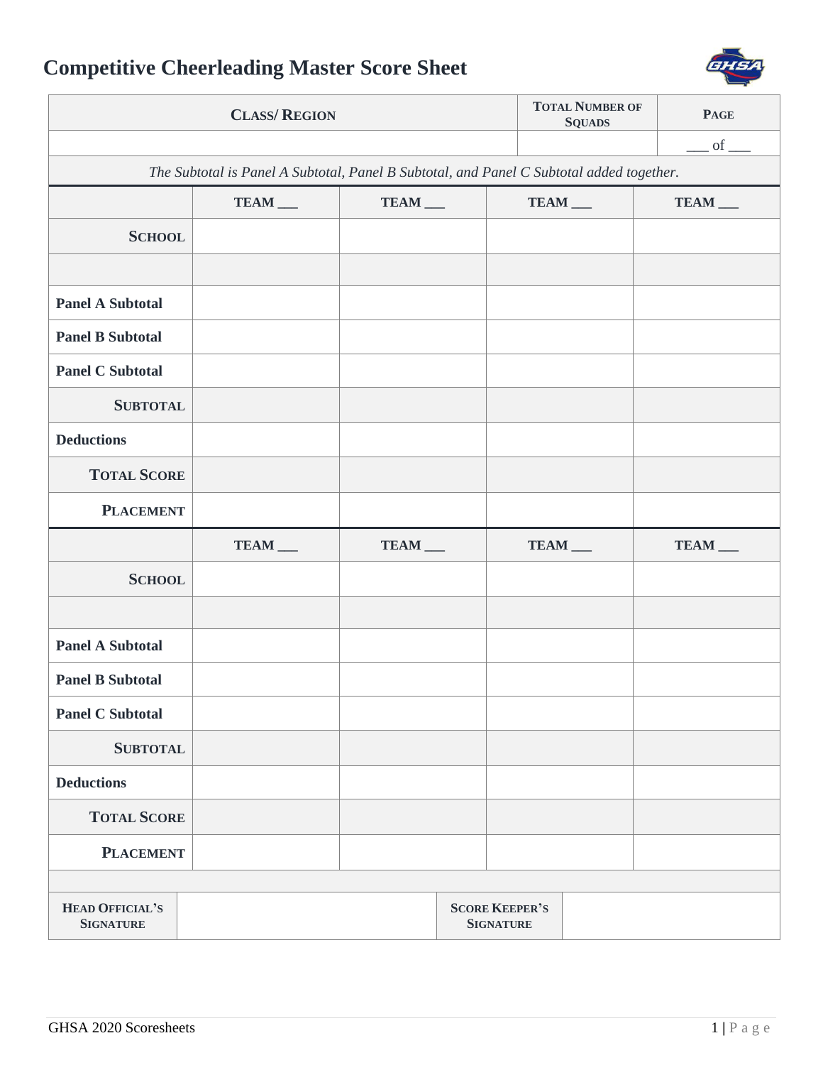# Competitive Cheerleading Master Score Sheet

| Class/ Region | Total Number of Squads | Page |
|---|---|---|
| | | ___ of ___ |

*The Subtotal is Panel A Subtotal, Panel B Subtotal, and Panel C Subtotal added together.*

| | TEAM ___ | TEAM ___ | TEAM ___ | TEAM ___ |
|---|---|---|---|---|
| **School** | | | | |
| | | | | |
| **Panel A Subtotal** | | | | |
| **Panel B Subtotal** | | | | |
| **Panel C Subtotal** | | | | |
| **Subtotal** | | | | |
| **Deductions** | | | | |
| **Total Score** | | | | |
| **Placement** | | | | |

| | TEAM ___ | TEAM ___ | TEAM ___ | TEAM ___ |
|---|---|---|---|---|
| **School** | | | | |
| | | | | |
| **Panel A Subtotal** | | | | |
| **Panel B Subtotal** | | | | |
| **Panel C Subtotal** | | | | |
| **Subtotal** | | | | |
| **Deductions** | | | | |
| **Total Score** | | | | |
| **Placement** | | | | |

| Head Official's Signature | | Score Keeper's Signature | |
|---|---|---|---|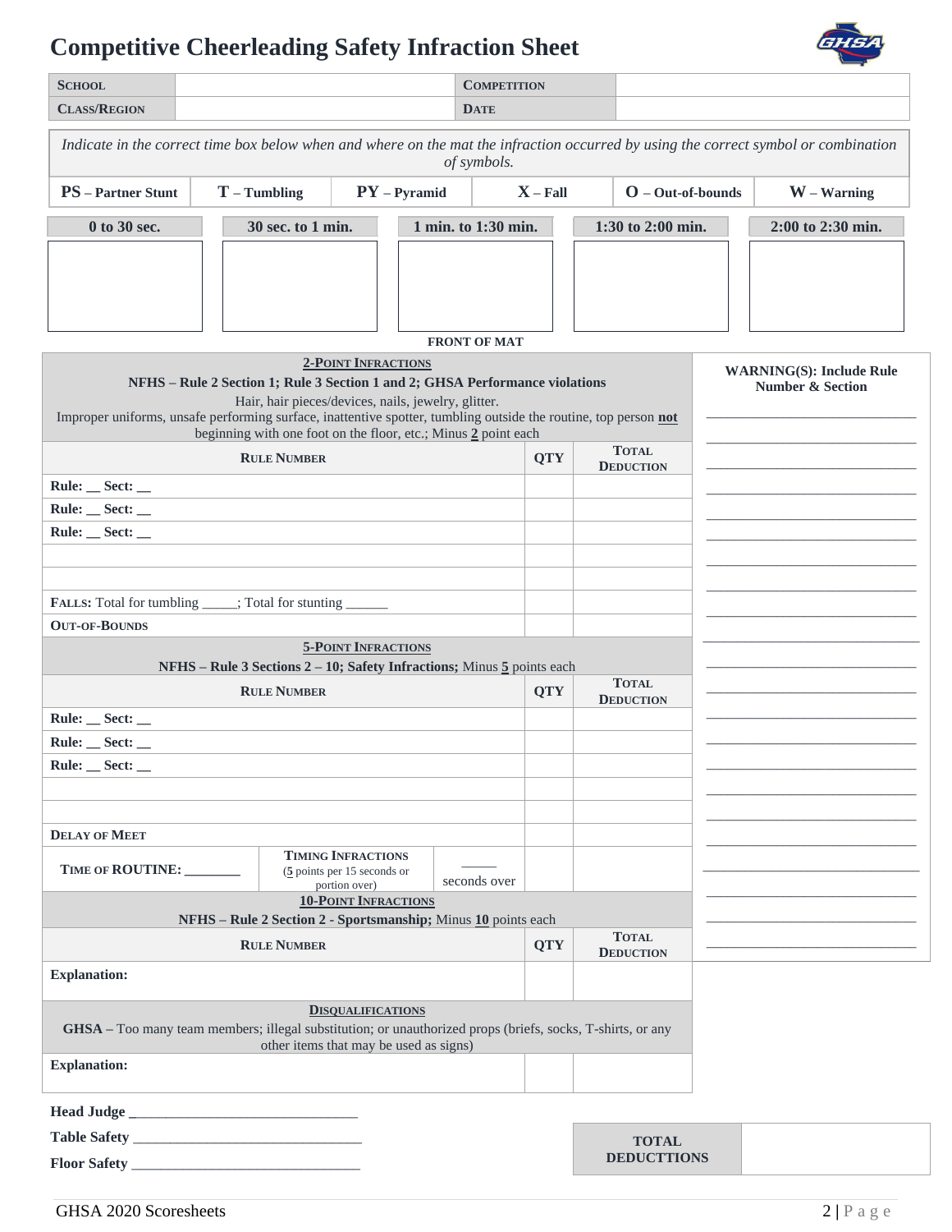# Competitive Cheerleading Safety Infraction Sheet

| SCHOOL | | COMPETITION | |
|---|---|---|---|
| CLASS/REGION | | DATE | |

*Indicate in the correct time box below when and where on the mat the infraction occurred by using the correct symbol or combination of symbols.*

| PS – Partner Stunt | T – Tumbling | PY – Pyramid | X – Fall | O – Out-of-bounds | W – Warning |
|---|---|---|---|---|---|

| 0 to 30 sec. | 30 sec. to 1 min. | 1 min. to 1:30 min. | 1:30 to 2:00 min. | 2:00 to 2:30 min. |
|---|---|---|---|---|
| | | | | |

FRONT OF MAT

**2-POINT INFRACTIONS**

**NFHS – Rule 2 Section 1; Rule 3 Section 1 and 2; GHSA Performance violations**

Hair, hair pieces/devices, nails, jewelry, glitter.
Improper uniforms, unsafe performing surface, inattentive spotter, tumbling outside the routine, top person **not** beginning with one foot on the floor, etc.; Minus **2** point each

| RULE NUMBER | QTY | TOTAL DEDUCTION |
|---|---|---|
| Rule: __ Sect: __ | | |
| Rule: __ Sect: __ | | |
| Rule: __ Sect: __ | | |
| | | |
| | | |
| FALLS: Total for tumbling _____; Total for stunting ______ | | |
| OUT-OF-BOUNDS | | |

**5-POINT INFRACTIONS**

**NFHS – Rule 3 Sections 2 – 10; Safety Infractions;** Minus **5** points each

| RULE NUMBER | | | QTY | TOTAL DEDUCTION |
|---|---|---|---|---|
| Rule: __ Sect: __ | | | | |
| Rule: __ Sect: __ | | | | |
| Rule: __ Sect: __ | | | | |
| | | | | |
| | | | | |
| DELAY OF MEET | | | | |
| TIME OF ROUTINE: ________ | TIMING INFRACTIONS (5 points per 15 seconds or portion over) | _____ seconds over | | |

**10-POINT INFRACTIONS**

**NFHS – Rule 2 Section 2 - Sportsmanship;** Minus **10** points each

| RULE NUMBER | QTY | TOTAL DEDUCTION |
|---|---|---|
| Explanation: | | |

**DISQUALIFICATIONS**

**GHSA –** Too many team members; illegal substitution; or unauthorized props (briefs, socks, T-shirts, or any other items that may be used as signs)

| Explanation: | | |
|---|---|---|

**WARNING(S): Include Rule Number & Section**

______________________________
______________________________
______________________________
______________________________
______________________________
______________________________
______________________________
______________________________
______________________________
______________________________
______________________________
______________________________
______________________________
______________________________
______________________________
______________________________
______________________________
______________________________
______________________________
______________________________
______________________________

**Head Judge** ______________________________

**Table Safety** ______________________________

**Floor Safety** ______________________________

| TOTAL DEDUCTTIONS | |
|---|---|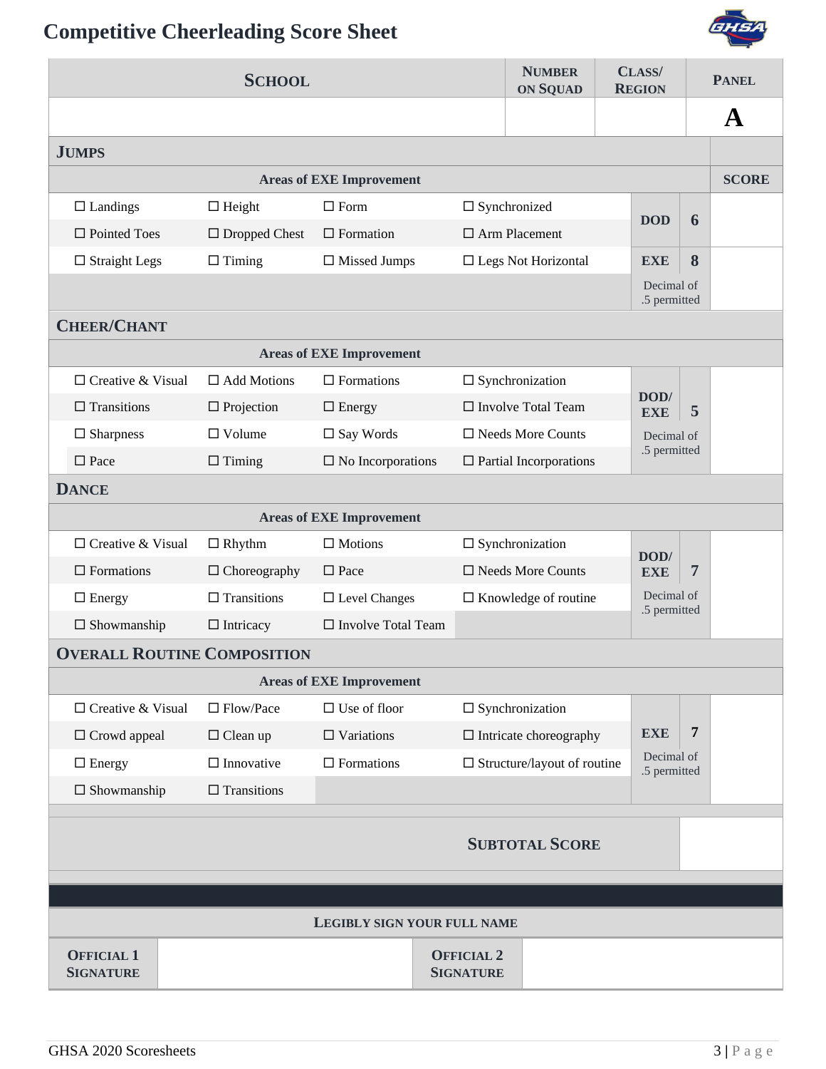# Competitive Cheerleading Score Sheet

| SCHOOL | NUMBER ON SQUAD | CLASS/ REGION | PANEL |
|---|---|---|---|
| | | | **A** |

## JUMPS

| Areas of EXE Improvement | | | | | | SCORE |
|---|---|---|---|---|---|---|
| ☐ Landings | ☐ Height | ☐ Form | ☐ Synchronized | DOD | 6 | |
| ☐ Pointed Toes | ☐ Dropped Chest | ☐ Formation | ☐ Arm Placement | | | |
| ☐ Straight Legs | ☐ Timing | ☐ Missed Jumps | ☐ Legs Not Horizontal | EXE | 8 | |
| | | | | Decimal of .5 permitted | | |

## CHEER/CHANT

| Areas of EXE Improvement | | | | | | |
|---|---|---|---|---|---|---|
| ☐ Creative & Visual | ☐ Add Motions | ☐ Formations | ☐ Synchronization | DOD/ EXE | 5 | |
| ☐ Transitions | ☐ Projection | ☐ Energy | ☐ Involve Total Team | | | |
| ☐ Sharpness | ☐ Volume | ☐ Say Words | ☐ Needs More Counts | Decimal of .5 permitted | | |
| ☐ Pace | ☐ Timing | ☐ No Incorporations | ☐ Partial Incorporations | | | |

## DANCE

| Areas of EXE Improvement | | | | | | |
|---|---|---|---|---|---|---|
| ☐ Creative & Visual | ☐ Rhythm | ☐ Motions | ☐ Synchronization | DOD/ EXE | 7 | |
| ☐ Formations | ☐ Choreography | ☐ Pace | ☐ Needs More Counts | | | |
| ☐ Energy | ☐ Transitions | ☐ Level Changes | ☐ Knowledge of routine | Decimal of .5 permitted | | |
| ☐ Showmanship | ☐ Intricacy | ☐ Involve Total Team | | | | |

## OVERALL ROUTINE COMPOSITION

| Areas of EXE Improvement | | | | | | |
|---|---|---|---|---|---|---|
| ☐ Creative & Visual | ☐ Flow/Pace | ☐ Use of floor | ☐ Synchronization | | | |
| ☐ Crowd appeal | ☐ Clean up | ☐ Variations | ☐ Intricate choreography | EXE | 7 | |
| ☐ Energy | ☐ Innovative | ☐ Formations | ☐ Structure/layout of routine | Decimal of .5 permitted | | |
| ☐ Showmanship | ☐ Transitions | | | | | |

| SUBTOTAL SCORE | |
|---|---|

**LEGIBLY SIGN YOUR FULL NAME**

| OFFICIAL 1 SIGNATURE | | OFFICIAL 2 SIGNATURE | |
|---|---|---|---|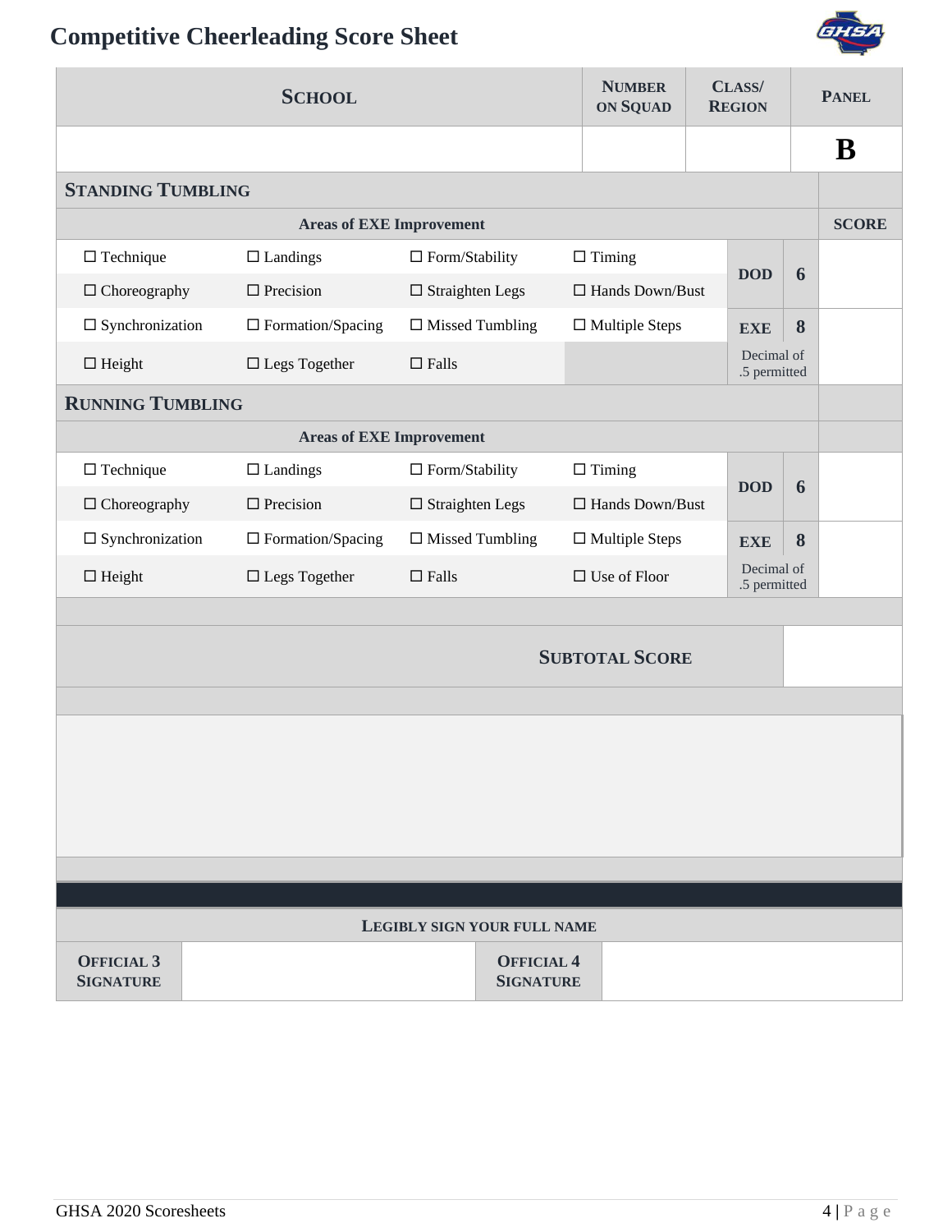# Competitive Cheerleading Score Sheet

| School | Number on Squad | Class/ Region | Panel |
|---|---|---|---|
| | | | **B** |

## Standing Tumbling

| Areas of EXE Improvement | | | | | | Score |
|---|---|---|---|---|---|---|
| ☐ Technique | ☐ Landings | ☐ Form/Stability | ☐ Timing | **DOD** | **6** | |
| ☐ Choreography | ☐ Precision | ☐ Straighten Legs | ☐ Hands Down/Bust | | | |
| ☐ Synchronization | ☐ Formation/Spacing | ☐ Missed Tumbling | ☐ Multiple Steps | **EXE** | **8** | |
| ☐ Height | ☐ Legs Together | ☐ Falls | | Decimal of .5 permitted | | |

## Running Tumbling

| Areas of EXE Improvement | | | | | | |
|---|---|---|---|---|---|---|
| ☐ Technique | ☐ Landings | ☐ Form/Stability | ☐ Timing | **DOD** | **6** | |
| ☐ Choreography | ☐ Precision | ☐ Straighten Legs | ☐ Hands Down/Bust | | | |
| ☐ Synchronization | ☐ Formation/Spacing | ☐ Missed Tumbling | ☐ Multiple Steps | **EXE** | **8** | |
| ☐ Height | ☐ Legs Together | ☐ Falls | ☐ Use of Floor | Decimal of .5 permitted | | |

| **Subtotal Score** | |
|---|---|

**Legibly sign your full name**

| Official 3 Signature | | Official 4 Signature | |
|---|---|---|---|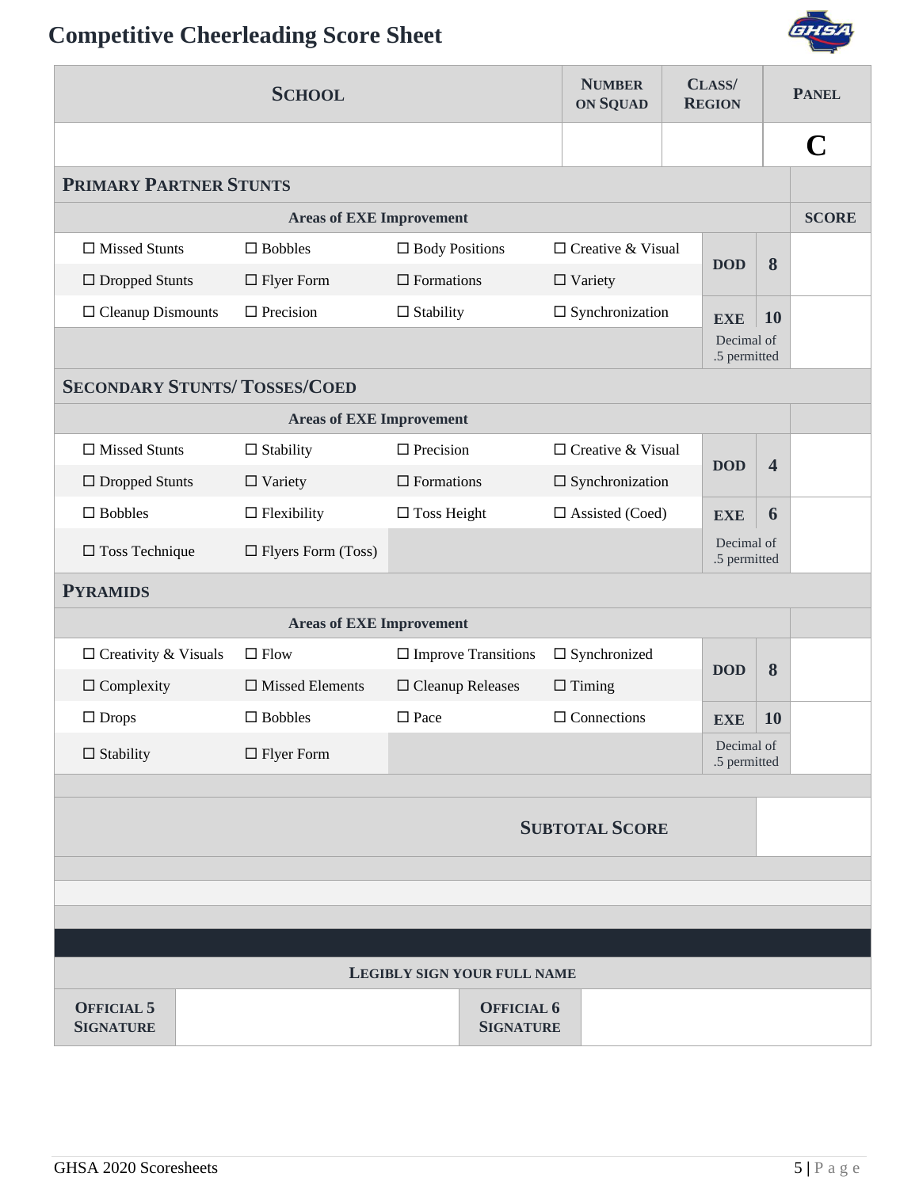# Competitive Cheerleading Score Sheet

| School | Number on Squad | Class/ Region | Panel |
|---|---|---|---|
| | | | C |

## Primary Partner Stunts

| Areas of EXE Improvement | | | | | | Score |
|---|---|---|---|---|---|---|
| ☐ Missed Stunts | ☐ Bobbles | ☐ Body Positions | ☐ Creative & Visual | DOD | 8 | |
| ☐ Dropped Stunts | ☐ Flyer Form | ☐ Formations | ☐ Variety | | | |
| ☐ Cleanup Dismounts | ☐ Precision | ☐ Stability | ☐ Synchronization | EXE | 10 | |
| | | | | Decimal of .5 permitted | | |

## Secondary Stunts/ Tosses/Coed

| Areas of EXE Improvement | | | | | | |
|---|---|---|---|---|---|---|
| ☐ Missed Stunts | ☐ Stability | ☐ Precision | ☐ Creative & Visual | DOD | 4 | |
| ☐ Dropped Stunts | ☐ Variety | ☐ Formations | ☐ Synchronization | | | |
| ☐ Bobbles | ☐ Flexibility | ☐ Toss Height | ☐ Assisted (Coed) | EXE | 6 | |
| ☐ Toss Technique | ☐ Flyers Form (Toss) | | | Decimal of .5 permitted | | |

## Pyramids

| Areas of EXE Improvement | | | | | | |
|---|---|---|---|---|---|---|
| ☐ Creativity & Visuals | ☐ Flow | ☐ Improve Transitions | ☐ Synchronized | DOD | 8 | |
| ☐ Complexity | ☐ Missed Elements | ☐ Cleanup Releases | ☐ Timing | | | |
| ☐ Drops | ☐ Bobbles | ☐ Pace | ☐ Connections | EXE | 10 | |
| ☐ Stability | ☐ Flyer Form | | | Decimal of .5 permitted | | |

| | |
|---|---|
| Subtotal Score | |

**Legibly sign your full name**

| | | | |
|---|---|---|---|
| Official 5 Signature | | Official 6 Signature | |